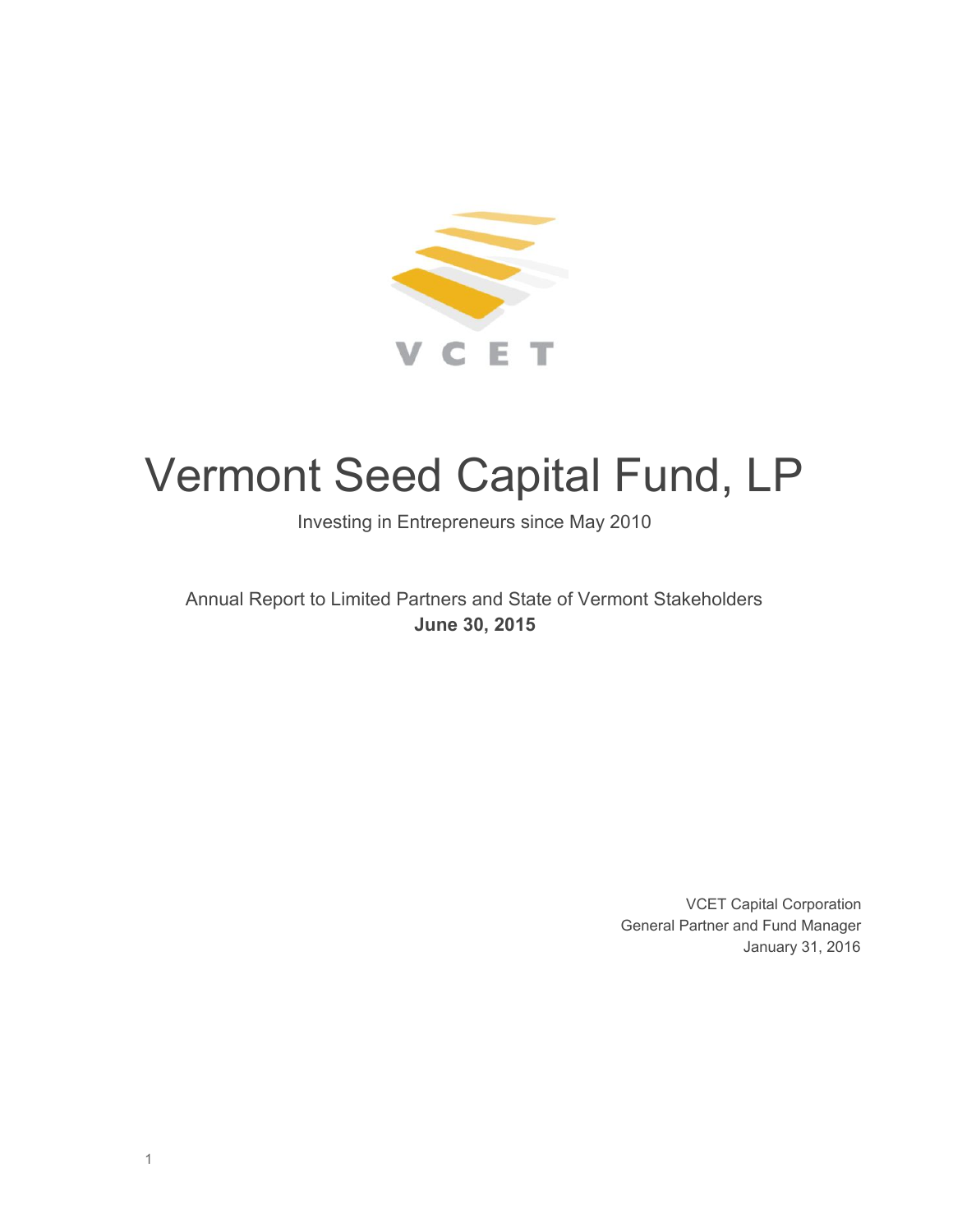VCET

# Vermont Seed Capital Fund, LP

Investing in Entrepreneurs since May 2010

Annual Report to Limited Partners and State of Vermont Stakeholders
**June 30, 2015**

VCET Capital Corporation
General Partner and Fund Manager
January 31, 2016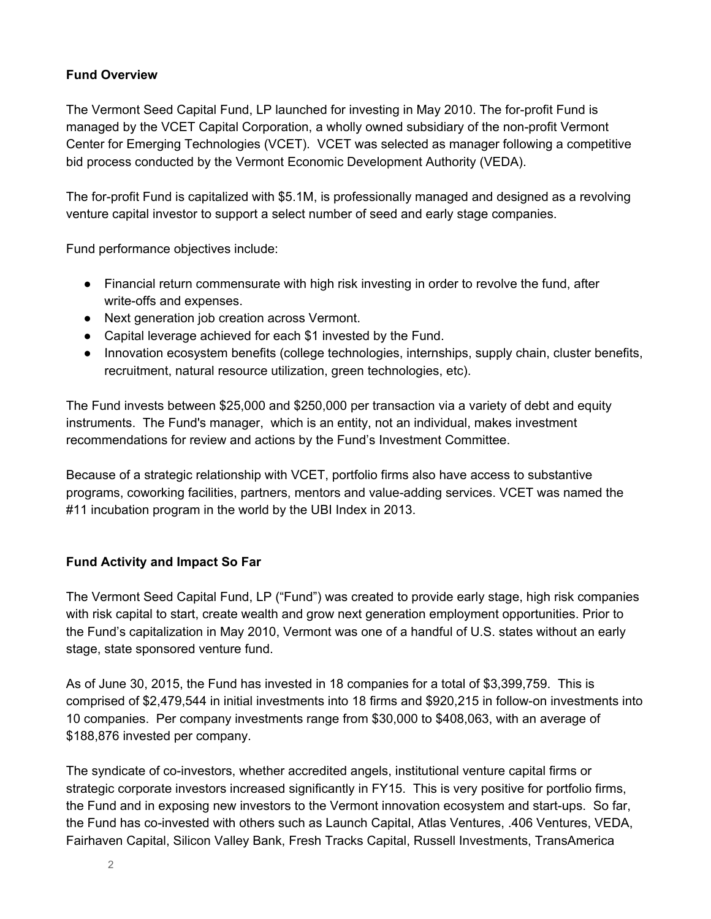**Fund Overview**

The Vermont Seed Capital Fund, LP launched for investing in May 2010. The for-profit Fund is managed by the VCET Capital Corporation, a wholly owned subsidiary of the non-profit Vermont Center for Emerging Technologies (VCET). VCET was selected as manager following a competitive bid process conducted by the Vermont Economic Development Authority (VEDA).

The for-profit Fund is capitalized with $5.1M, is professionally managed and designed as a revolving venture capital investor to support a select number of seed and early stage companies.

Fund performance objectives include:

- Financial return commensurate with high risk investing in order to revolve the fund, after write-offs and expenses.
- Next generation job creation across Vermont.
- Capital leverage achieved for each $1 invested by the Fund.
- Innovation ecosystem benefits (college technologies, internships, supply chain, cluster benefits, recruitment, natural resource utilization, green technologies, etc).

The Fund invests between $25,000 and $250,000 per transaction via a variety of debt and equity instruments. The Fund's manager, which is an entity, not an individual, makes investment recommendations for review and actions by the Fund's Investment Committee.

Because of a strategic relationship with VCET, portfolio firms also have access to substantive programs, coworking facilities, partners, mentors and value-adding services. VCET was named the #11 incubation program in the world by the UBI Index in 2013.

**Fund Activity and Impact So Far**

The Vermont Seed Capital Fund, LP ("Fund") was created to provide early stage, high risk companies with risk capital to start, create wealth and grow next generation employment opportunities. Prior to the Fund's capitalization in May 2010, Vermont was one of a handful of U.S. states without an early stage, state sponsored venture fund.

As of June 30, 2015, the Fund has invested in 18 companies for a total of $3,399,759. This is comprised of $2,479,544 in initial investments into 18 firms and $920,215 in follow-on investments into 10 companies. Per company investments range from $30,000 to $408,063, with an average of $188,876 invested per company.

The syndicate of co-investors, whether accredited angels, institutional venture capital firms or strategic corporate investors increased significantly in FY15. This is very positive for portfolio firms, the Fund and in exposing new investors to the Vermont innovation ecosystem and start-ups. So far, the Fund has co-invested with others such as Launch Capital, Atlas Ventures, .406 Ventures, VEDA, Fairhaven Capital, Silicon Valley Bank, Fresh Tracks Capital, Russell Investments, TransAmerica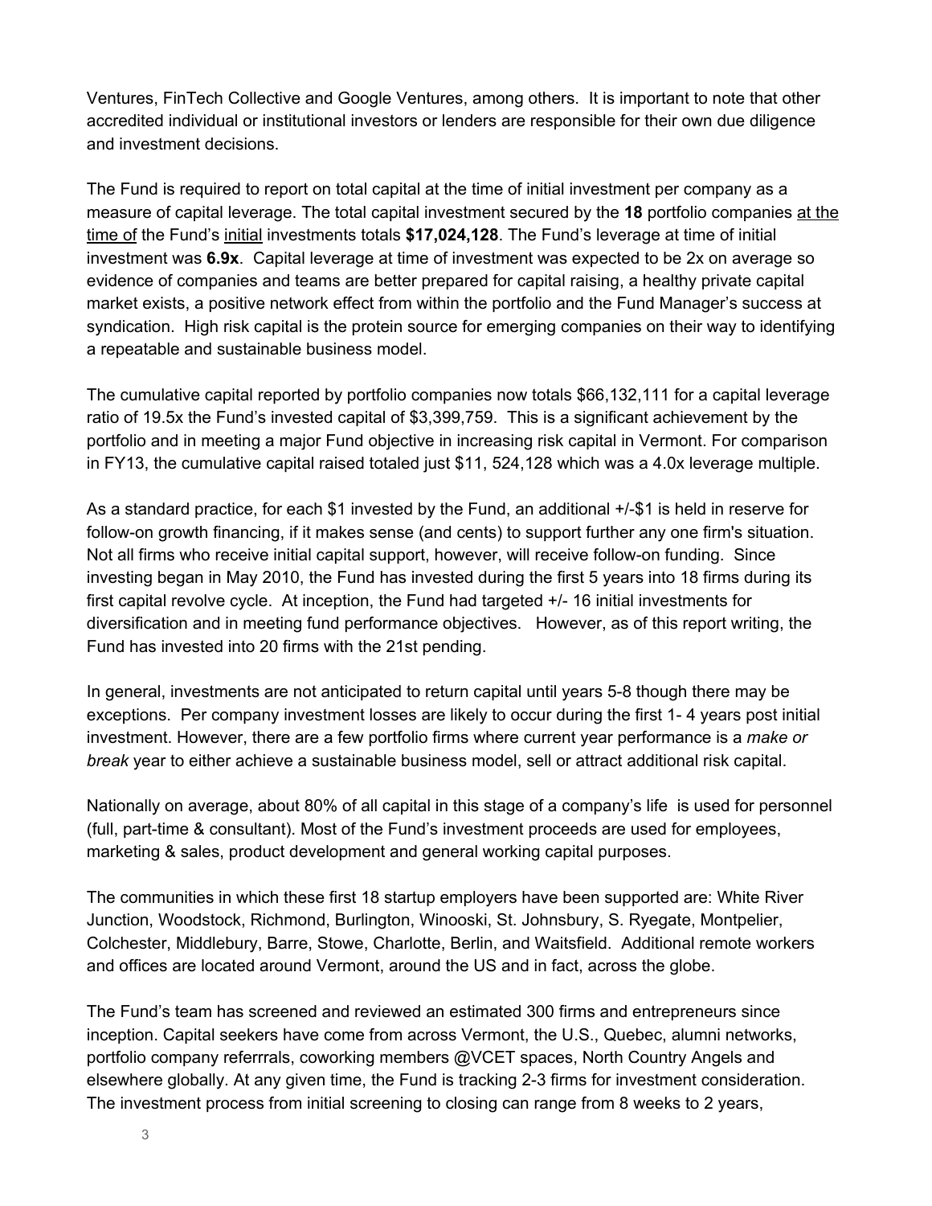Ventures, FinTech Collective and Google Ventures, among others. It is important to note that other accredited individual or institutional investors or lenders are responsible for their own due diligence and investment decisions.

The Fund is required to report on total capital at the time of initial investment per company as a measure of capital leverage. The total capital investment secured by the **18** portfolio companies <u>at the time of</u> the Fund's <u>initial</u> investments totals **$17,024,128**. The Fund's leverage at time of initial investment was **6.9x**. Capital leverage at time of investment was expected to be 2x on average so evidence of companies and teams are better prepared for capital raising, a healthy private capital market exists, a positive network effect from within the portfolio and the Fund Manager's success at syndication. High risk capital is the protein source for emerging companies on their way to identifying a repeatable and sustainable business model.

The cumulative capital reported by portfolio companies now totals $66,132,111 for a capital leverage ratio of 19.5x the Fund's invested capital of $3,399,759. This is a significant achievement by the portfolio and in meeting a major Fund objective in increasing risk capital in Vermont. For comparison in FY13, the cumulative capital raised totaled just $11, 524,128 which was a 4.0x leverage multiple.

As a standard practice, for each $1 invested by the Fund, an additional +/-$1 is held in reserve for follow-on growth financing, if it makes sense (and cents) to support further any one firm's situation. Not all firms who receive initial capital support, however, will receive follow-on funding. Since investing began in May 2010, the Fund has invested during the first 5 years into 18 firms during its first capital revolve cycle. At inception, the Fund had targeted +/- 16 initial investments for diversification and in meeting fund performance objectives. However, as of this report writing, the Fund has invested into 20 firms with the 21st pending.

In general, investments are not anticipated to return capital until years 5-8 though there may be exceptions. Per company investment losses are likely to occur during the first 1- 4 years post initial investment. However, there are a few portfolio firms where current year performance is a *make or break* year to either achieve a sustainable business model, sell or attract additional risk capital.

Nationally on average, about 80% of all capital in this stage of a company's life is used for personnel (full, part-time & consultant). Most of the Fund's investment proceeds are used for employees, marketing & sales, product development and general working capital purposes.

The communities in which these first 18 startup employers have been supported are: White River Junction, Woodstock, Richmond, Burlington, Winooski, St. Johnsbury, S. Ryegate, Montpelier, Colchester, Middlebury, Barre, Stowe, Charlotte, Berlin, and Waitsfield. Additional remote workers and offices are located around Vermont, around the US and in fact, across the globe.

The Fund's team has screened and reviewed an estimated 300 firms and entrepreneurs since inception. Capital seekers have come from across Vermont, the U.S., Quebec, alumni networks, portfolio company referrrals, coworking members @VCET spaces, North Country Angels and elsewhere globally. At any given time, the Fund is tracking 2-3 firms for investment consideration. The investment process from initial screening to closing can range from 8 weeks to 2 years,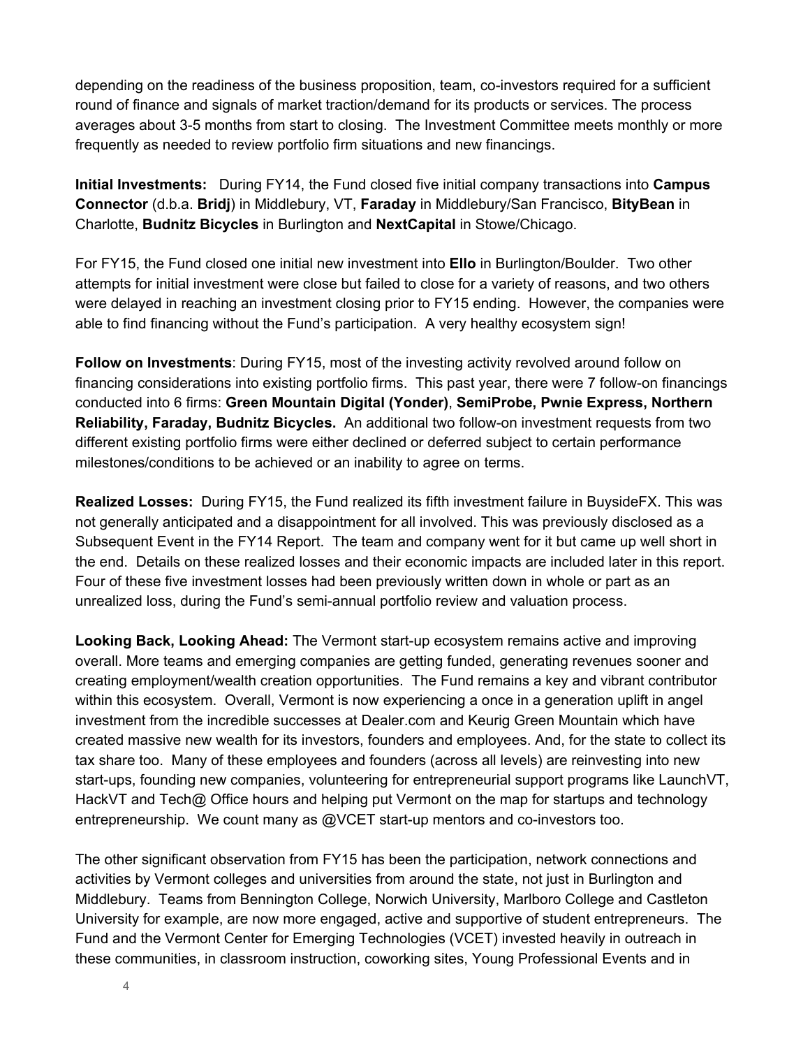depending on the readiness of the business proposition, team, co-investors required for a sufficient round of finance and signals of market traction/demand for its products or services. The process averages about 3-5 months from start to closing. The Investment Committee meets monthly or more frequently as needed to review portfolio firm situations and new financings.

**Initial Investments:** During FY14, the Fund closed five initial company transactions into **Campus Connector** (d.b.a. **Bridj**) in Middlebury, VT, **Faraday** in Middlebury/San Francisco, **BityBean** in Charlotte, **Budnitz Bicycles** in Burlington and **NextCapital** in Stowe/Chicago.

For FY15, the Fund closed one initial new investment into **Ello** in Burlington/Boulder. Two other attempts for initial investment were close but failed to close for a variety of reasons, and two others were delayed in reaching an investment closing prior to FY15 ending. However, the companies were able to find financing without the Fund's participation. A very healthy ecosystem sign!

**Follow on Investments**: During FY15, most of the investing activity revolved around follow on financing considerations into existing portfolio firms. This past year, there were 7 follow-on financings conducted into 6 firms: **Green Mountain Digital (Yonder)**, **SemiProbe, Pwnie Express, Northern Reliability, Faraday, Budnitz Bicycles.** An additional two follow-on investment requests from two different existing portfolio firms were either declined or deferred subject to certain performance milestones/conditions to be achieved or an inability to agree on terms.

**Realized Losses:** During FY15, the Fund realized its fifth investment failure in BuysideFX. This was not generally anticipated and a disappointment for all involved. This was previously disclosed as a Subsequent Event in the FY14 Report. The team and company went for it but came up well short in the end. Details on these realized losses and their economic impacts are included later in this report. Four of these five investment losses had been previously written down in whole or part as an unrealized loss, during the Fund's semi-annual portfolio review and valuation process.

**Looking Back, Looking Ahead:** The Vermont start-up ecosystem remains active and improving overall. More teams and emerging companies are getting funded, generating revenues sooner and creating employment/wealth creation opportunities. The Fund remains a key and vibrant contributor within this ecosystem. Overall, Vermont is now experiencing a once in a generation uplift in angel investment from the incredible successes at Dealer.com and Keurig Green Mountain which have created massive new wealth for its investors, founders and employees. And, for the state to collect its tax share too. Many of these employees and founders (across all levels) are reinvesting into new start-ups, founding new companies, volunteering for entrepreneurial support programs like LaunchVT, HackVT and Tech@ Office hours and helping put Vermont on the map for startups and technology entrepreneurship. We count many as @VCET start-up mentors and co-investors too.

The other significant observation from FY15 has been the participation, network connections and activities by Vermont colleges and universities from around the state, not just in Burlington and Middlebury. Teams from Bennington College, Norwich University, Marlboro College and Castleton University for example, are now more engaged, active and supportive of student entrepreneurs. The Fund and the Vermont Center for Emerging Technologies (VCET) invested heavily in outreach in these communities, in classroom instruction, coworking sites, Young Professional Events and in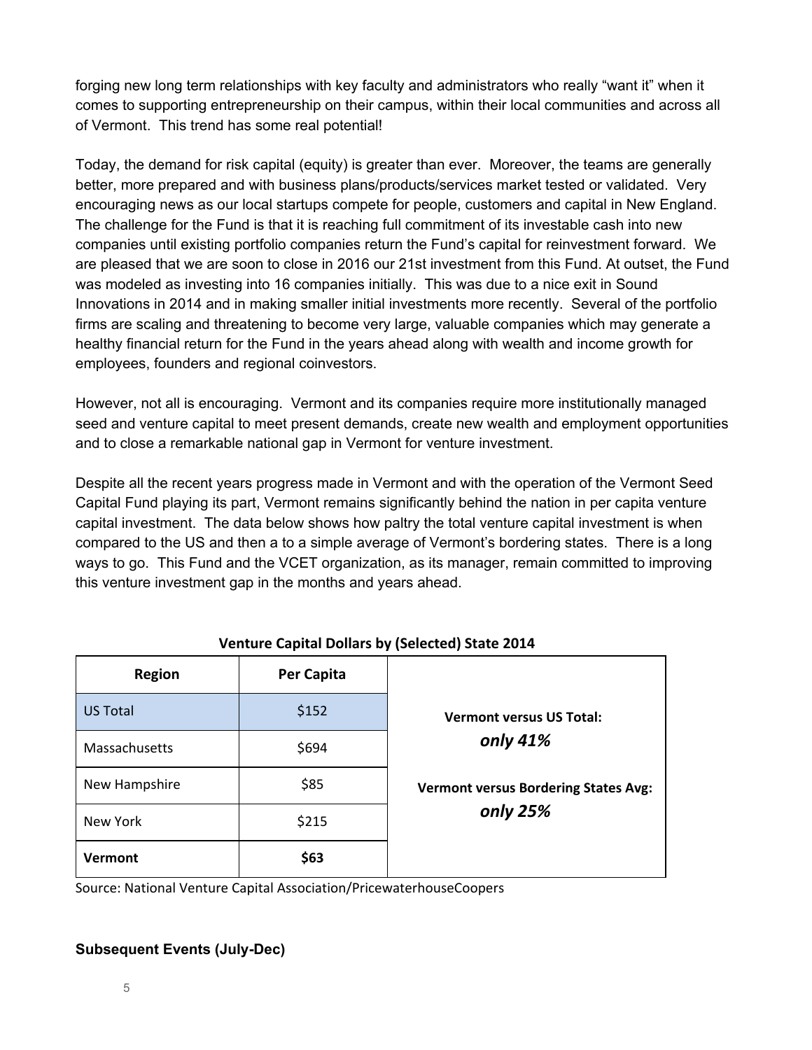forging new long term relationships with key faculty and administrators who really "want it" when it comes to supporting entrepreneurship on their campus, within their local communities and across all of Vermont. This trend has some real potential!

Today, the demand for risk capital (equity) is greater than ever. Moreover, the teams are generally better, more prepared and with business plans/products/services market tested or validated. Very encouraging news as our local startups compete for people, customers and capital in New England. The challenge for the Fund is that it is reaching full commitment of its investable cash into new companies until existing portfolio companies return the Fund's capital for reinvestment forward. We are pleased that we are soon to close in 2016 our 21st investment from this Fund. At outset, the Fund was modeled as investing into 16 companies initially. This was due to a nice exit in Sound Innovations in 2014 and in making smaller initial investments more recently. Several of the portfolio firms are scaling and threatening to become very large, valuable companies which may generate a healthy financial return for the Fund in the years ahead along with wealth and income growth for employees, founders and regional coinvestors.

However, not all is encouraging. Vermont and its companies require more institutionally managed seed and venture capital to meet present demands, create new wealth and employment opportunities and to close a remarkable national gap in Vermont for venture investment.

Despite all the recent years progress made in Vermont and with the operation of the Vermont Seed Capital Fund playing its part, Vermont remains significantly behind the nation in per capita venture capital investment. The data below shows how paltry the total venture capital investment is when compared to the US and then a to a simple average of Vermont's bordering states. There is a long ways to go. This Fund and the VCET organization, as its manager, remain committed to improving this venture investment gap in the months and years ahead.

**Venture Capital Dollars by (Selected) State 2014**

| Region | Per Capita | |
|---|---|---|
| US Total | $152 | **Vermont versus US Total:** ***only 41%*** |
| Massachusetts | $694 | |
| New Hampshire | $85 | **Vermont versus Bordering States Avg:** ***only 25%*** |
| New York | $215 | |
| **Vermont** | **$63** | |

Source: National Venture Capital Association/PricewaterhouseCoopers

### Subsequent Events (July-Dec)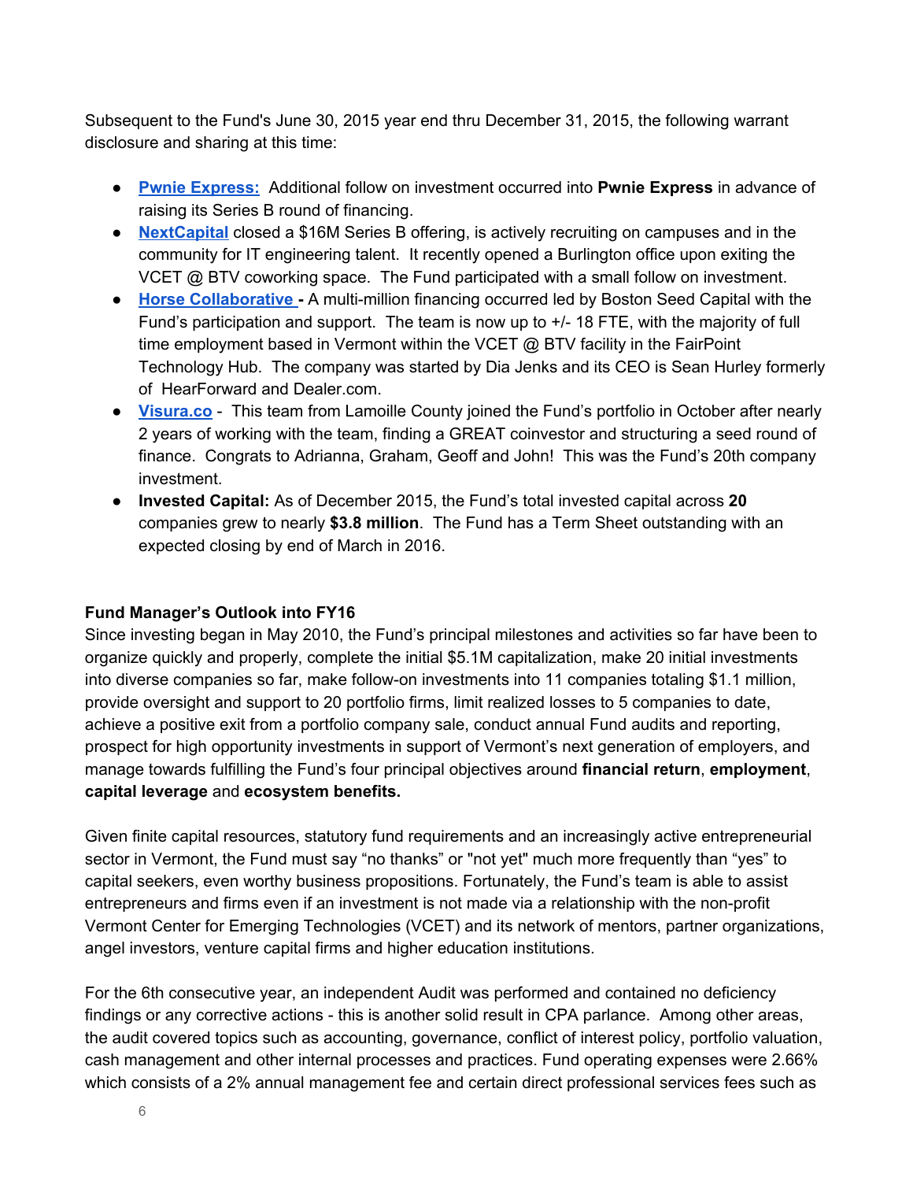Subsequent to the Fund's June 30, 2015 year end thru December 31, 2015, the following warrant disclosure and sharing at this time:

- **Pwnie Express:** Additional follow on investment occurred into **Pwnie Express** in advance of raising its Series B round of financing.
- **NextCapital** closed a $16M Series B offering, is actively recruiting on campuses and in the community for IT engineering talent. It recently opened a Burlington office upon exiting the VCET @ BTV coworking space. The Fund participated with a small follow on investment.
- **Horse Collaborative -** A multi-million financing occurred led by Boston Seed Capital with the Fund's participation and support. The team is now up to +/- 18 FTE, with the majority of full time employment based in Vermont within the VCET @ BTV facility in the FairPoint Technology Hub. The company was started by Dia Jenks and its CEO is Sean Hurley formerly of HearForward and Dealer.com.
- **Visura.co** - This team from Lamoille County joined the Fund's portfolio in October after nearly 2 years of working with the team, finding a GREAT coinvestor and structuring a seed round of finance. Congrats to Adrianna, Graham, Geoff and John! This was the Fund's 20th company investment.
- **Invested Capital:** As of December 2015, the Fund's total invested capital across **20** companies grew to nearly **$3.8 million**. The Fund has a Term Sheet outstanding with an expected closing by end of March in 2016.

**Fund Manager's Outlook into FY16**

Since investing began in May 2010, the Fund's principal milestones and activities so far have been to organize quickly and properly, complete the initial $5.1M capitalization, make 20 initial investments into diverse companies so far, make follow-on investments into 11 companies totaling $1.1 million, provide oversight and support to 20 portfolio firms, limit realized losses to 5 companies to date, achieve a positive exit from a portfolio company sale, conduct annual Fund audits and reporting, prospect for high opportunity investments in support of Vermont's next generation of employers, and manage towards fulfilling the Fund's four principal objectives around **financial return**, **employment**, **capital leverage** and **ecosystem benefits.**

Given finite capital resources, statutory fund requirements and an increasingly active entrepreneurial sector in Vermont, the Fund must say "no thanks" or "not yet" much more frequently than "yes" to capital seekers, even worthy business propositions. Fortunately, the Fund's team is able to assist entrepreneurs and firms even if an investment is not made via a relationship with the non-profit Vermont Center for Emerging Technologies (VCET) and its network of mentors, partner organizations, angel investors, venture capital firms and higher education institutions.

For the 6th consecutive year, an independent Audit was performed and contained no deficiency findings or any corrective actions - this is another solid result in CPA parlance. Among other areas, the audit covered topics such as accounting, governance, conflict of interest policy, portfolio valuation, cash management and other internal processes and practices. Fund operating expenses were 2.66% which consists of a 2% annual management fee and certain direct professional services fees such as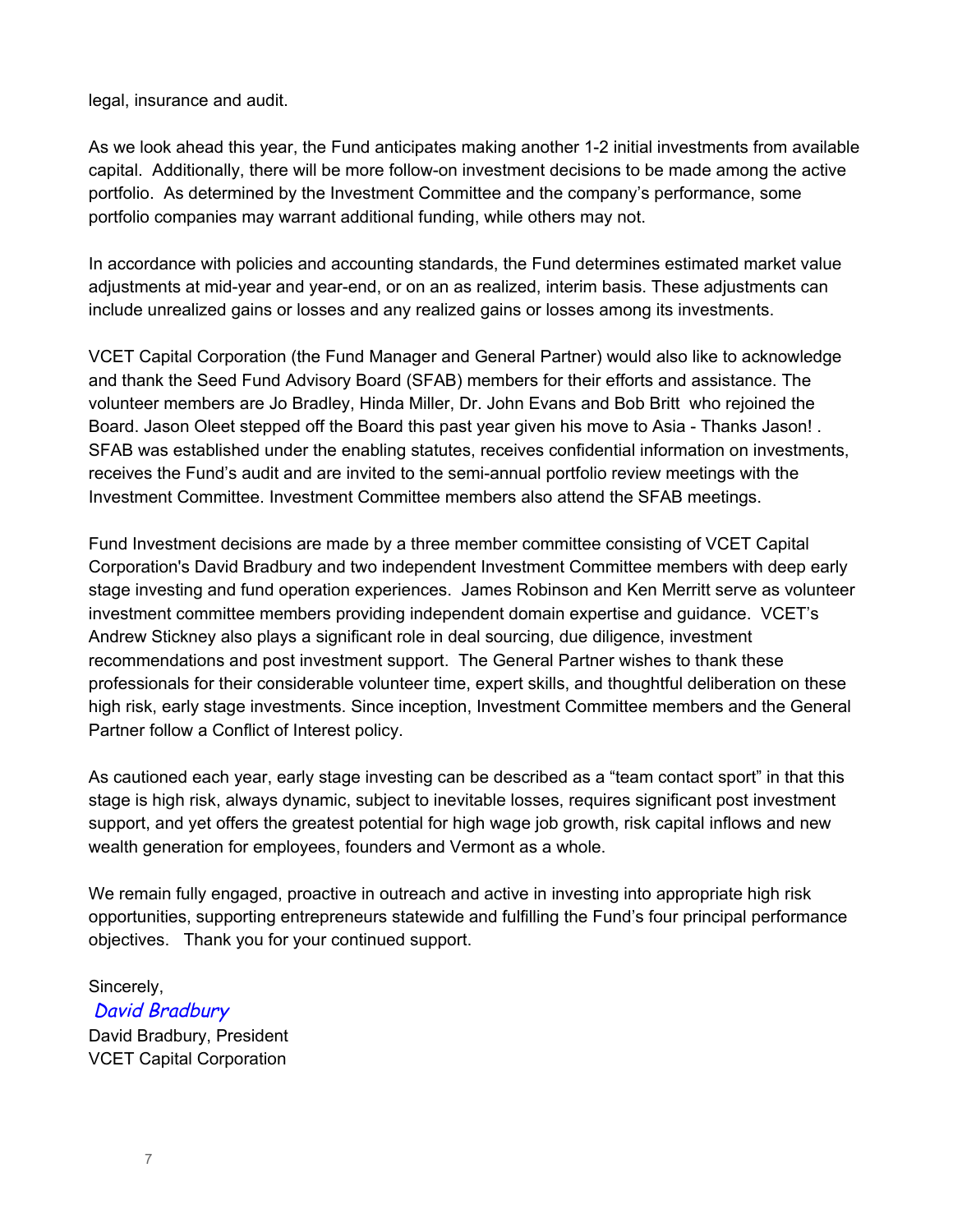legal, insurance and audit.

As we look ahead this year, the Fund anticipates making another 1-2 initial investments from available capital. Additionally, there will be more follow-on investment decisions to be made among the active portfolio. As determined by the Investment Committee and the company's performance, some portfolio companies may warrant additional funding, while others may not.

In accordance with policies and accounting standards, the Fund determines estimated market value adjustments at mid-year and year-end, or on an as realized, interim basis. These adjustments can include unrealized gains or losses and any realized gains or losses among its investments.

VCET Capital Corporation (the Fund Manager and General Partner) would also like to acknowledge and thank the Seed Fund Advisory Board (SFAB) members for their efforts and assistance. The volunteer members are Jo Bradley, Hinda Miller, Dr. John Evans and Bob Britt who rejoined the Board. Jason Oleet stepped off the Board this past year given his move to Asia - Thanks Jason! . SFAB was established under the enabling statutes, receives confidential information on investments, receives the Fund's audit and are invited to the semi-annual portfolio review meetings with the Investment Committee. Investment Committee members also attend the SFAB meetings.

Fund Investment decisions are made by a three member committee consisting of VCET Capital Corporation's David Bradbury and two independent Investment Committee members with deep early stage investing and fund operation experiences. James Robinson and Ken Merritt serve as volunteer investment committee members providing independent domain expertise and guidance. VCET's Andrew Stickney also plays a significant role in deal sourcing, due diligence, investment recommendations and post investment support. The General Partner wishes to thank these professionals for their considerable volunteer time, expert skills, and thoughtful deliberation on these high risk, early stage investments. Since inception, Investment Committee members and the General Partner follow a Conflict of Interest policy.

As cautioned each year, early stage investing can be described as a "team contact sport" in that this stage is high risk, always dynamic, subject to inevitable losses, requires significant post investment support, and yet offers the greatest potential for high wage job growth, risk capital inflows and new wealth generation for employees, founders and Vermont as a whole.

We remain fully engaged, proactive in outreach and active in investing into appropriate high risk opportunities, supporting entrepreneurs statewide and fulfilling the Fund's four principal performance objectives. Thank you for your continued support.

Sincerely,

*David Bradbury*

David Bradbury, President
VCET Capital Corporation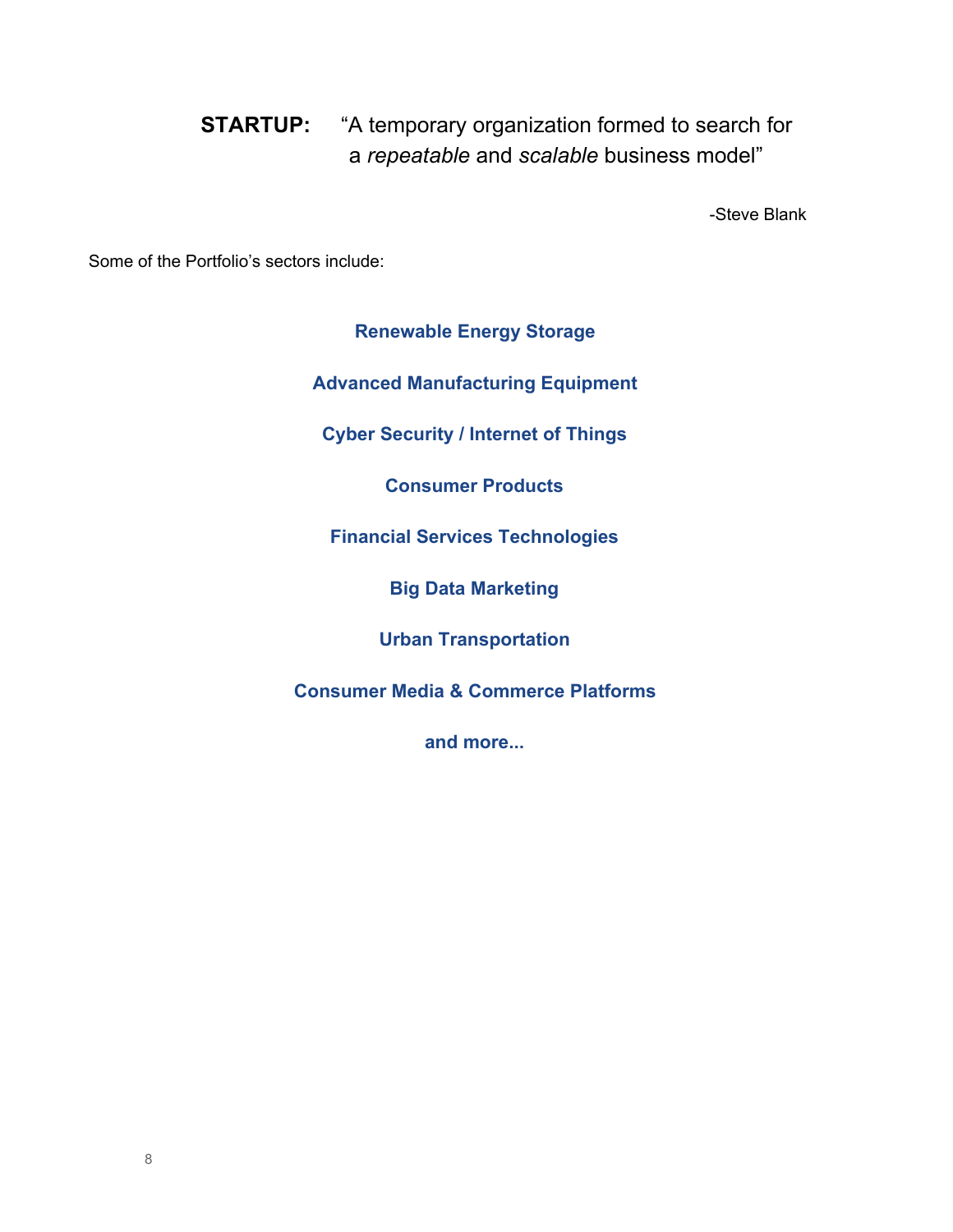**STARTUP:** "A temporary organization formed to search for a *repeatable* and *scalable* business model"

-Steve Blank

Some of the Portfolio's sectors include:

**Renewable Energy Storage**

**Advanced Manufacturing Equipment**

**Cyber Security / Internet of Things**

**Consumer Products**

**Financial Services Technologies**

**Big Data Marketing**

**Urban Transportation**

**Consumer Media & Commerce Platforms**

**and more...**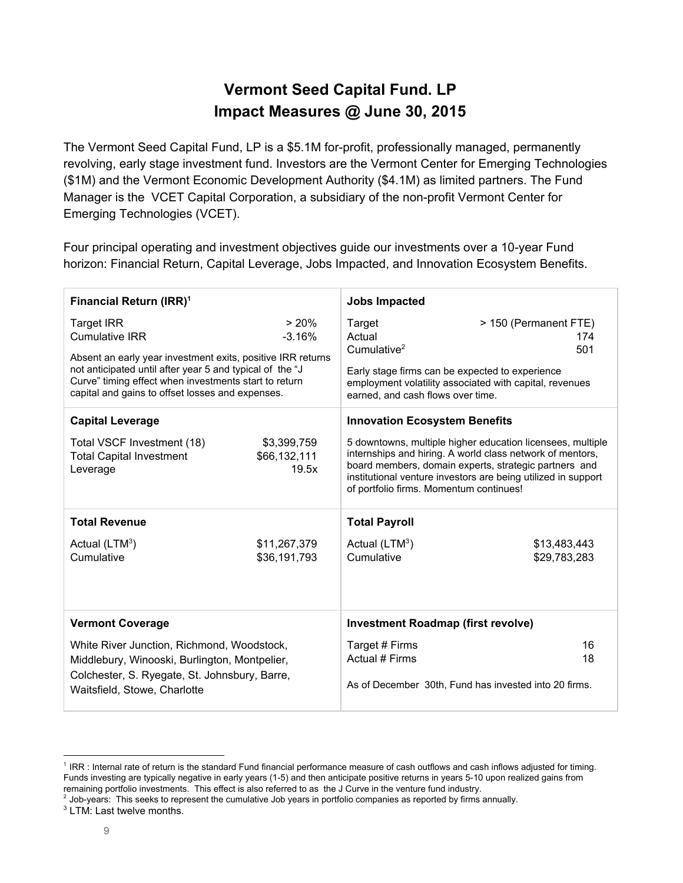# Vermont Seed Capital Fund. LP
## Impact Measures @ June 30, 2015

The Vermont Seed Capital Fund, LP is a $5.1M for-profit, professionally managed, permanently revolving, early stage investment fund. Investors are the Vermont Center for Emerging Technologies ($1M) and the Vermont Economic Development Authority ($4.1M) as limited partners. The Fund Manager is the VCET Capital Corporation, a subsidiary of the non-profit Vermont Center for Emerging Technologies (VCET).

Four principal operating and investment objectives guide our investments over a 10-year Fund horizon: Financial Return, Capital Leverage, Jobs Impacted, and Innovation Ecosystem Benefits.

### Financial Return (IRR)[1]

| | |
|---|---|
| Target IRR | > 20% |
| Cumulative IRR | -3.16% |

Absent an early year investment exits, positive IRR returns not anticipated until after year 5 and typical of the "J Curve" timing effect when investments start to return capital and gains to offset losses and expenses.

### Jobs Impacted

| | |
|---|---|
| Target | > 150 (Permanent FTE) |
| Actual | 174 |
| Cumulative[2] | 501 |

Early stage firms can be expected to experience employment volatility associated with capital, revenues earned, and cash flows over time.

### Capital Leverage

| | |
|---|---|
| Total VSCF Investment (18) | $3,399,759 |
| Total Capital Investment | $66,132,111 |
| Leverage | 19.5x |

### Innovation Ecosystem Benefits

5 downtowns, multiple higher education licensees, multiple internships and hiring. A world class network of mentors, board members, domain experts, strategic partners and institutional venture investors are being utilized in support of portfolio firms. Momentum continues!

### Total Revenue

| | |
|---|---|
| Actual (LTM[3]) | $11,267,379 |
| Cumulative | $36,191,793 |

### Total Payroll

| | |
|---|---|
| Actual (LTM[3]) | $13,483,443 |
| Cumulative | $29,783,283 |

### Vermont Coverage

White River Junction, Richmond, Woodstock, Middlebury, Winooski, Burlington, Montpelier, Colchester, S. Ryegate, St. Johnsbury, Barre, Waitsfield, Stowe, Charlotte

### Investment Roadmap (first revolve)

| | |
|---|---|
| Target # Firms | 16 |
| Actual # Firms | 18 |

As of December 30th, Fund has invested into 20 firms.

---

[1] IRR : Internal rate of return is the standard Fund financial performance measure of cash outflows and cash inflows adjusted for timing. Funds investing are typically negative in early years (1-5) and then anticipate positive returns in years 5-10 upon realized gains from remaining portfolio investments. This effect is also referred to as the J Curve in the venture fund industry.

[2] Job-years: This seeks to represent the cumulative Job years in portfolio companies as reported by firms annually.

[3] LTM: Last twelve months.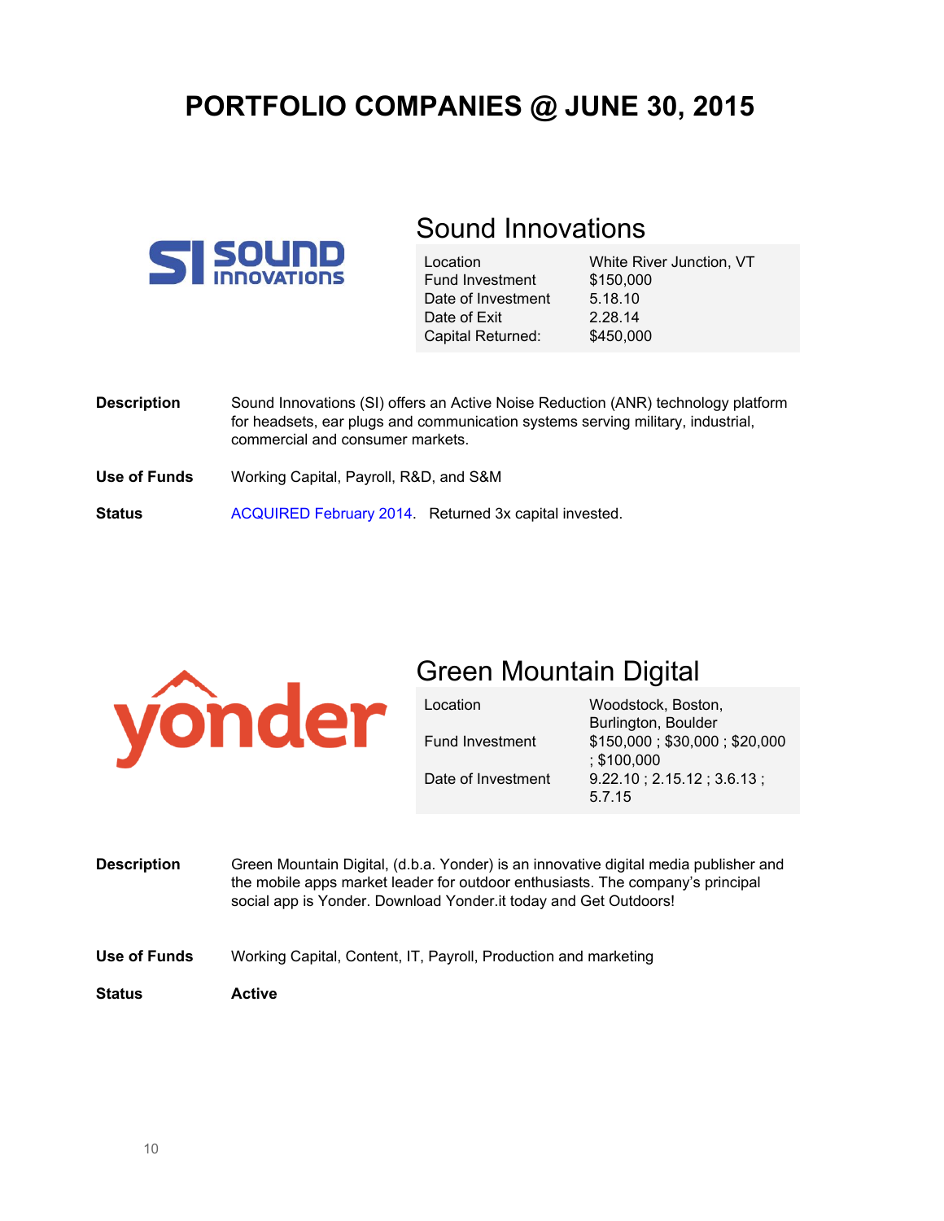# PORTFOLIO COMPANIES @ JUNE 30, 2015

## Sound Innovations

| | |
|---|---|
| Location | White River Junction, VT |
| Fund Investment | $150,000 |
| Date of Investment | 5.18.10 |
| Date of Exit | 2.28.14 |
| Capital Returned: | $450,000 |

**Description** Sound Innovations (SI) offers an Active Noise Reduction (ANR) technology platform for headsets, ear plugs and communication systems serving military, industrial, commercial and consumer markets.

**Use of Funds** Working Capital, Payroll, R&D, and S&M

**Status** ACQUIRED February 2014. Returned 3x capital invested.

## Green Mountain Digital

| | |
|---|---|
| Location | Woodstock, Boston, Burlington, Boulder |
| Fund Investment | $150,000 ; $30,000 ; $20,000 ; $100,000 |
| Date of Investment | 9.22.10 ; 2.15.12 ; 3.6.13 ; 5.7.15 |

**Description** Green Mountain Digital, (d.b.a. Yonder) is an innovative digital media publisher and the mobile apps market leader for outdoor enthusiasts. The company's principal social app is Yonder. Download Yonder.it today and Get Outdoors!

**Use of Funds** Working Capital, Content, IT, Payroll, Production and marketing

**Status** **Active**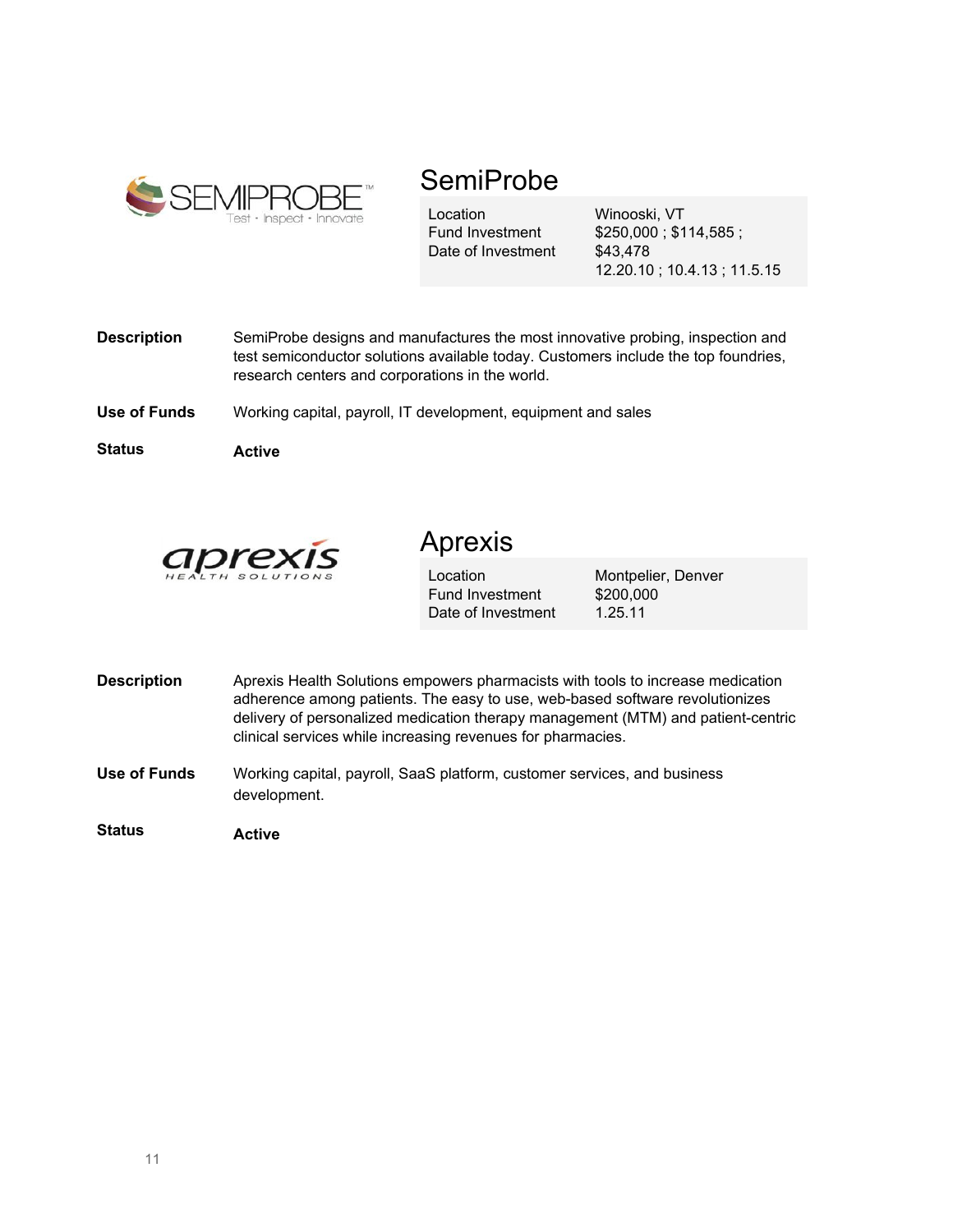## SemiProbe

| | |
|---|---|
| Location | Winooski, VT |
| Fund Investment | $250,000 ; $114,585 ; $43,478 |
| Date of Investment | 12.20.10 ; 10.4.13 ; 11.5.15 |

**Description** SemiProbe designs and manufactures the most innovative probing, inspection and test semiconductor solutions available today. Customers include the top foundries, research centers and corporations in the world.

**Use of Funds** Working capital, payroll, IT development, equipment and sales

**Status** **Active**

## Aprexis

| | |
|---|---|
| Location | Montpelier, Denver |
| Fund Investment | $200,000 |
| Date of Investment | 1.25.11 |

**Description** Aprexis Health Solutions empowers pharmacists with tools to increase medication adherence among patients. The easy to use, web-based software revolutionizes delivery of personalized medication therapy management (MTM) and patient-centric clinical services while increasing revenues for pharmacies.

**Use of Funds** Working capital, payroll, SaaS platform, customer services, and business development.

**Status** **Active**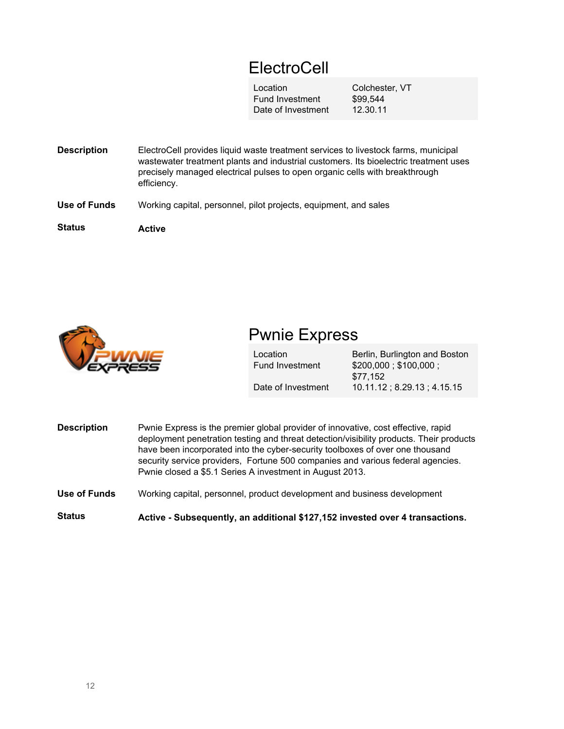## ElectroCell

| | |
|---|---|
| Location | Colchester, VT |
| Fund Investment | $99,544 |
| Date of Investment | 12.30.11 |

**Description** ElectroCell provides liquid waste treatment services to livestock farms, municipal wastewater treatment plants and industrial customers. Its bioelectric treatment uses precisely managed electrical pulses to open organic cells with breakthrough efficiency.

**Use of Funds** Working capital, personnel, pilot projects, equipment, and sales

**Status** **Active**

## Pwnie Express

| | |
|---|---|
| Location | Berlin, Burlington and Boston |
| Fund Investment | $200,000 ; $100,000 ; $77,152 |
| Date of Investment | 10.11.12 ; 8.29.13 ; 4.15.15 |

**Description** Pwnie Express is the premier global provider of innovative, cost effective, rapid deployment penetration testing and threat detection/visibility products. Their products have been incorporated into the cyber-security toolboxes of over one thousand security service providers, Fortune 500 companies and various federal agencies. Pwnie closed a $5.1 Series A investment in August 2013.

**Use of Funds** Working capital, personnel, product development and business development

**Status** **Active - Subsequently, an additional $127,152 invested over 4 transactions.**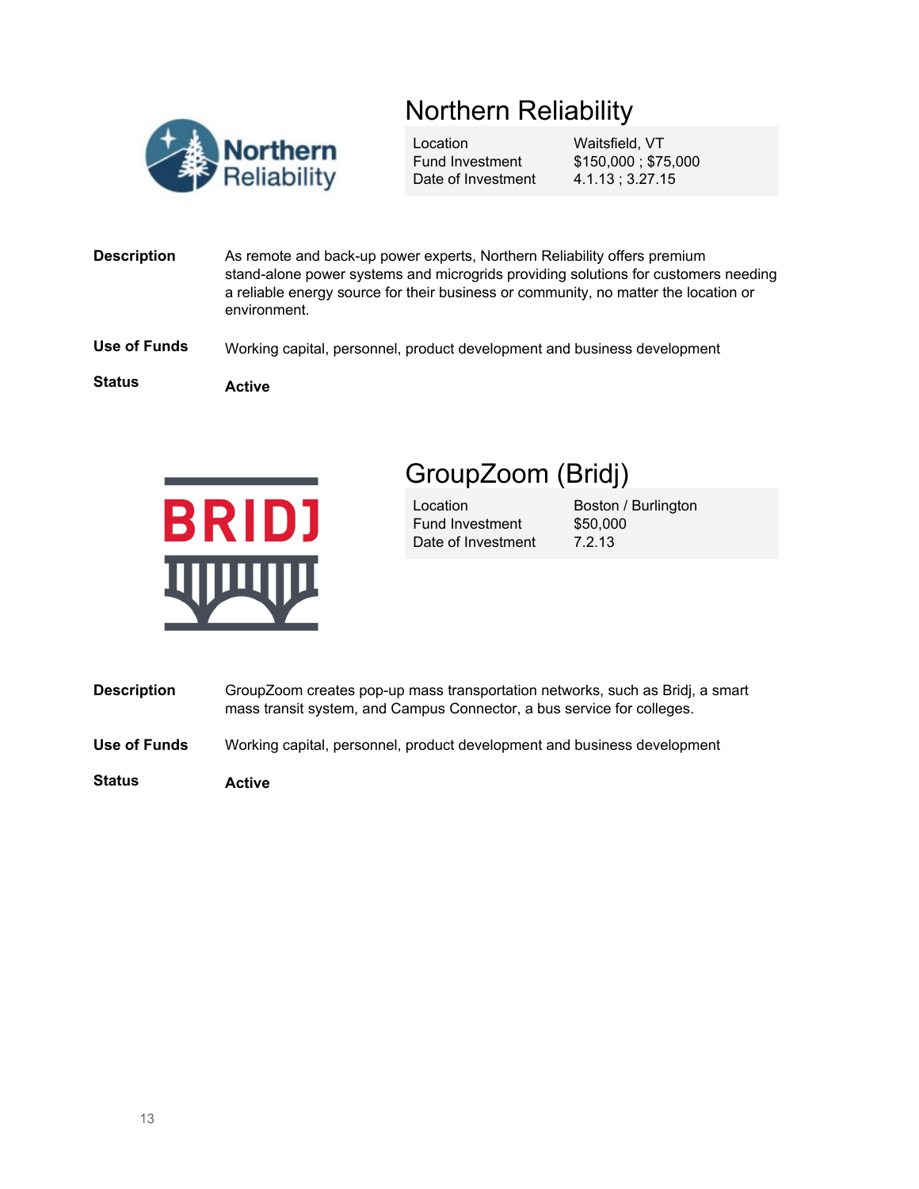## Northern Reliability

| Location | Waitsfield, VT |
| --- | --- |
| Fund Investment | $150,000 ; $75,000 |
| Date of Investment | 4.1.13 ; 3.27.15 |

**Description** As remote and back-up power experts, Northern Reliability offers premium stand-alone power systems and microgrids providing solutions for customers needing a reliable energy source for their business or community, no matter the location or environment.

**Use of Funds** Working capital, personnel, product development and business development

**Status** **Active**

## GroupZoom (Bridj)

| Location | Boston / Burlington |
| --- | --- |
| Fund Investment | $50,000 |
| Date of Investment | 7.2.13 |

**Description** GroupZoom creates pop-up mass transportation networks, such as Bridj, a smart mass transit system, and Campus Connector, a bus service for colleges.

**Use of Funds** Working capital, personnel, product development and business development

**Status** **Active**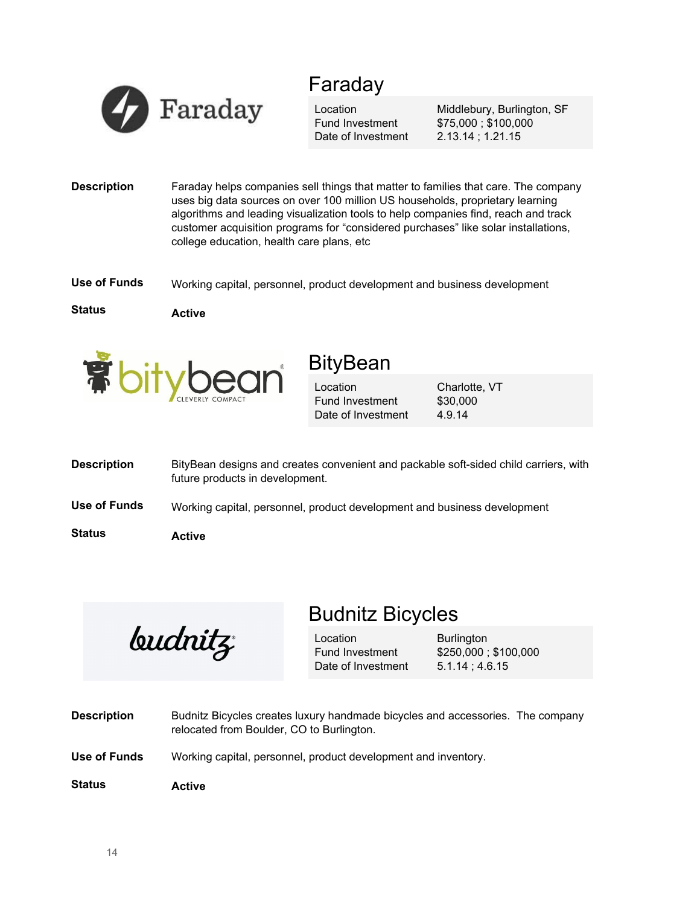## Faraday

| | |
|---|---|
| Location | Middlebury, Burlington, SF |
| Fund Investment | $75,000 ; $100,000 |
| Date of Investment | 2.13.14 ; 1.21.15 |

**Description** Faraday helps companies sell things that matter to families that care. The company uses big data sources on over 100 million US households, proprietary learning algorithms and leading visualization tools to help companies find, reach and track customer acquisition programs for “considered purchases” like solar installations, college education, health care plans, etc

**Use of Funds** Working capital, personnel, product development and business development

**Status** **Active**

## BityBean

| | |
|---|---|
| Location | Charlotte, VT |
| Fund Investment | $30,000 |
| Date of Investment | 4.9.14 |

**Description** BityBean designs and creates convenient and packable soft-sided child carriers, with future products in development.

**Use of Funds** Working capital, personnel, product development and business development

**Status** **Active**

## Budnitz Bicycles

| | |
|---|---|
| Location | Burlington |
| Fund Investment | $250,000 ; $100,000 |
| Date of Investment | 5.1.14 ; 4.6.15 |

**Description** Budnitz Bicycles creates luxury handmade bicycles and accessories. The company relocated from Boulder, CO to Burlington.

**Use of Funds** Working capital, personnel, product development and inventory.

**Status** **Active**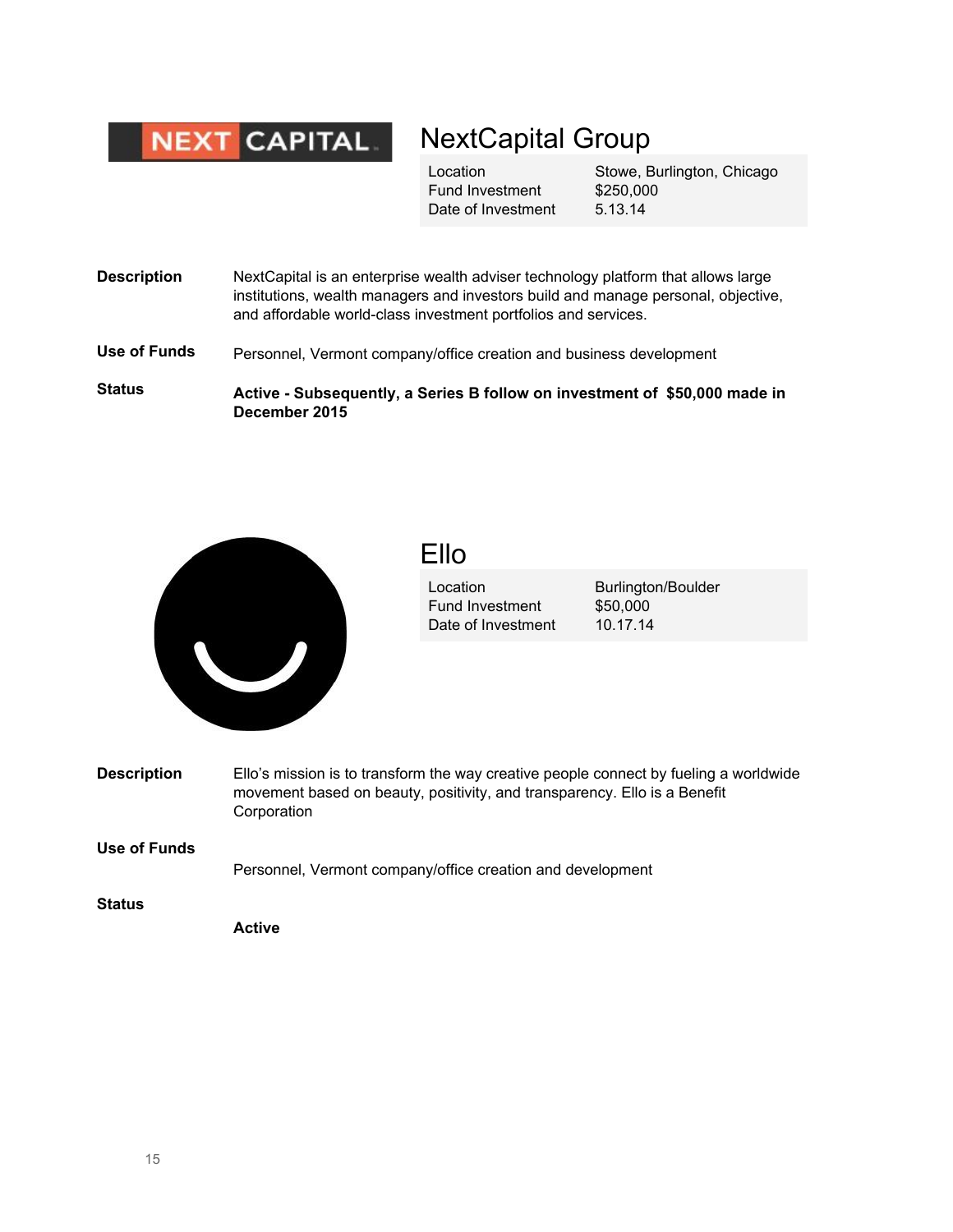## NextCapital Group

| Location | Stowe, Burlington, Chicago |
| --- | --- |
| Fund Investment | $250,000 |
| Date of Investment | 5.13.14 |

**Description**

NextCapital is an enterprise wealth adviser technology platform that allows large institutions, wealth managers and investors build and manage personal, objective, and affordable world-class investment portfolios and services.

**Use of Funds**

Personnel, Vermont company/office creation and business development

**Status**

**Active - Subsequently, a Series B follow on investment of $50,000 made in December 2015**

## Ello

| Location | Burlington/Boulder |
| --- | --- |
| Fund Investment | $50,000 |
| Date of Investment | 10.17.14 |

**Description**

Ello's mission is to transform the way creative people connect by fueling a worldwide movement based on beauty, positivity, and transparency. Ello is a Benefit Corporation

**Use of Funds**

Personnel, Vermont company/office creation and development

**Status**

**Active**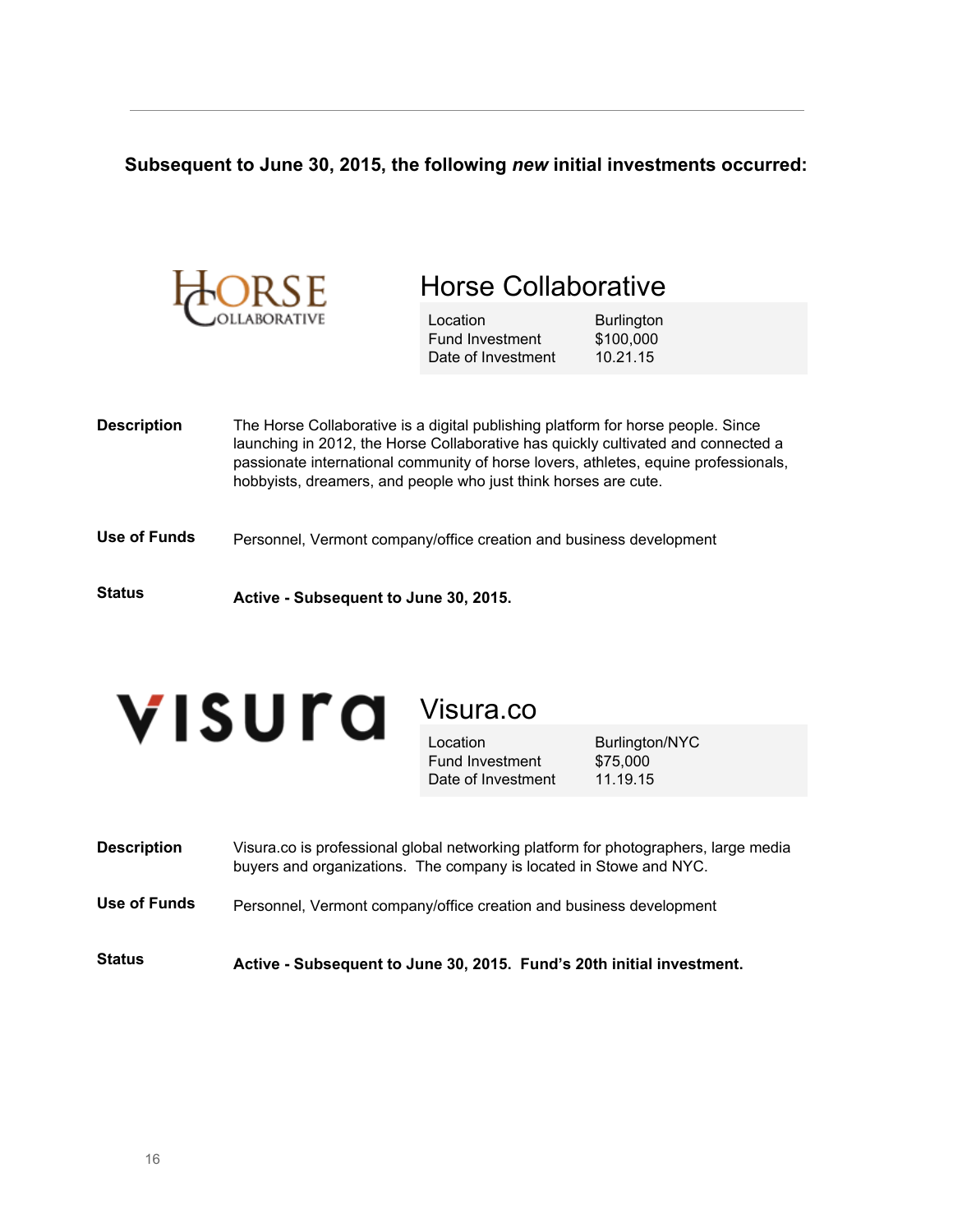**Subsequent to June 30, 2015, the following *new* initial investments occurred:**

## Horse Collaborative

| | |
|---|---|
| Location | Burlington |
| Fund Investment | $100,000 |
| Date of Investment | 10.21.15 |

**Description** The Horse Collaborative is a digital publishing platform for horse people. Since launching in 2012, the Horse Collaborative has quickly cultivated and connected a passionate international community of horse lovers, athletes, equine professionals, hobbyists, dreamers, and people who just think horses are cute.

**Use of Funds** Personnel, Vermont company/office creation and business development

**Status** **Active - Subsequent to June 30, 2015.**

## Visura.co

| | |
|---|---|
| Location | Burlington/NYC |
| Fund Investment | $75,000 |
| Date of Investment | 11.19.15 |

**Description** Visura.co is professional global networking platform for photographers, large media buyers and organizations. The company is located in Stowe and NYC.

**Use of Funds** Personnel, Vermont company/office creation and business development

**Status** **Active - Subsequent to June 30, 2015. Fund's 20th initial investment.**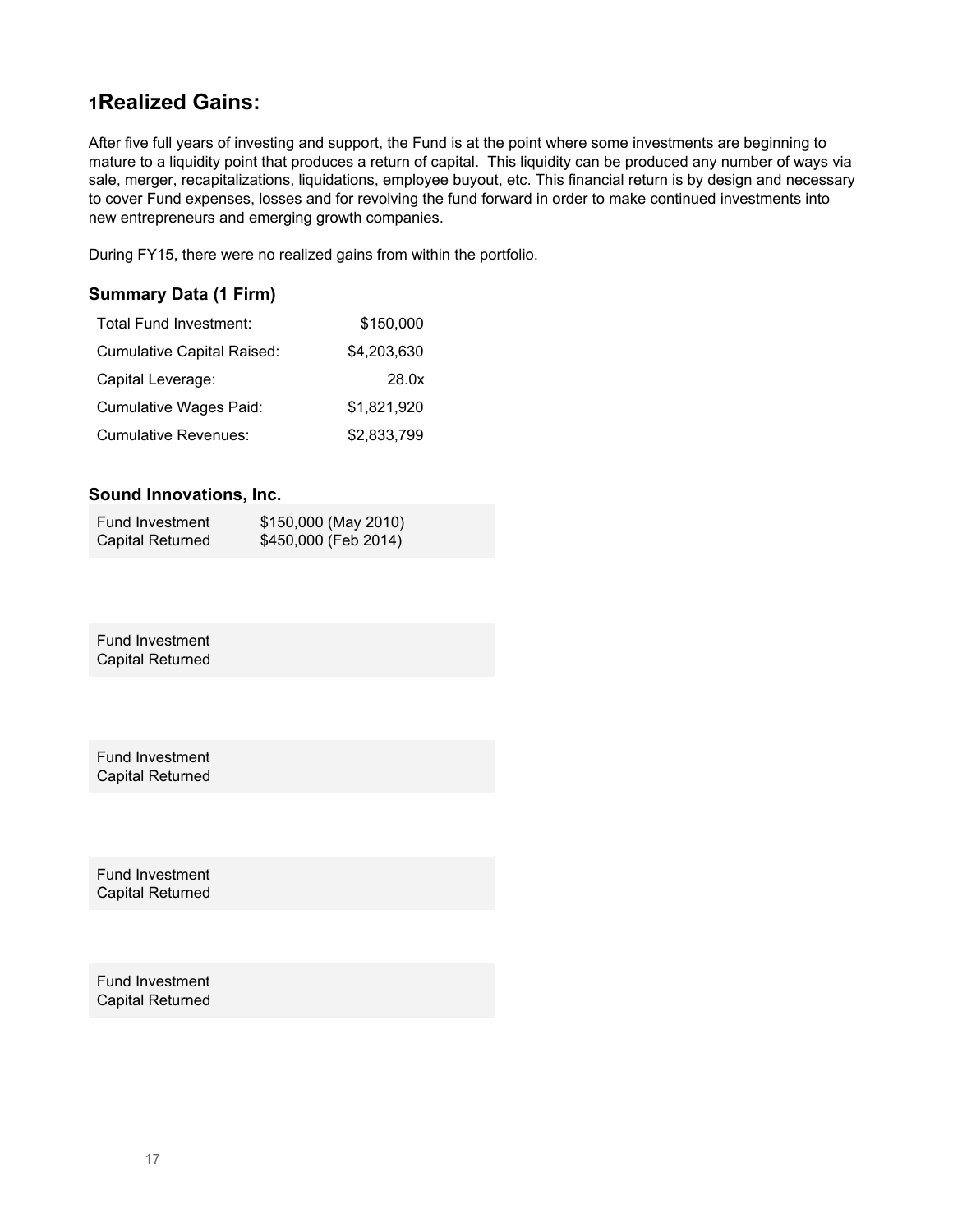## 1Realized Gains:

After five full years of investing and support, the Fund is at the point where some investments are beginning to mature to a liquidity point that produces a return of capital. This liquidity can be produced any number of ways via sale, merger, recapitalizations, liquidations, employee buyout, etc. This financial return is by design and necessary to cover Fund expenses, losses and for revolving the fund forward in order to make continued investments into new entrepreneurs and emerging growth companies.

During FY15, there were no realized gains from within the portfolio.

### Summary Data (1 Firm)

| | |
|---|---:|
| Total Fund Investment: | $150,000 |
| Cumulative Capital Raised: | $4,203,630 |
| Capital Leverage: | 28.0x |
| Cumulative Wages Paid: | $1,821,920 |
| Cumulative Revenues: | $2,833,799 |

### Sound Innovations, Inc.

| | |
|---|---|
| Fund Investment | $150,000 (May 2010) |
| Capital Returned | $450,000 (Feb 2014) |

| | |
|---|---|
| Fund Investment | |
| Capital Returned | |

| | |
|---|---|
| Fund Investment | |
| Capital Returned | |

| | |
|---|---|
| Fund Investment | |
| Capital Returned | |

| | |
|---|---|
| Fund Investment | |
| Capital Returned | |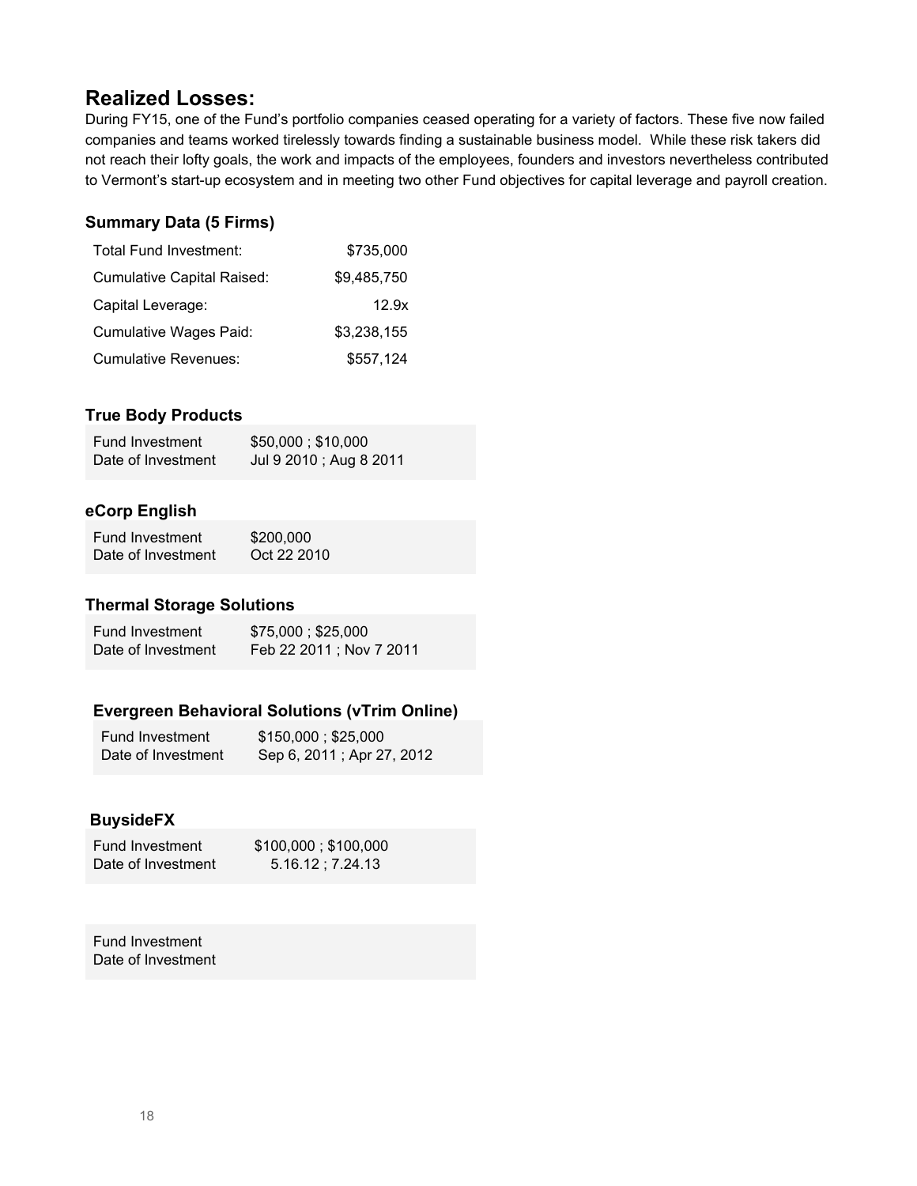## Realized Losses:

During FY15, one of the Fund's portfolio companies ceased operating for a variety of factors. These five now failed companies and teams worked tirelessly towards finding a sustainable business model. While these risk takers did not reach their lofty goals, the work and impacts of the employees, founders and investors nevertheless contributed to Vermont's start-up ecosystem and in meeting two other Fund objectives for capital leverage and payroll creation.

### Summary Data (5 Firms)

| | |
|---|---|
| Total Fund Investment: | $735,000 |
| Cumulative Capital Raised: | $9,485,750 |
| Capital Leverage: | 12.9x |
| Cumulative Wages Paid: | $3,238,155 |
| Cumulative Revenues: | $557,124 |

### True Body Products

| | |
|---|---|
| Fund Investment | $50,000 ; $10,000 |
| Date of Investment | Jul 9 2010 ; Aug 8 2011 |

### eCorp English

| | |
|---|---|
| Fund Investment | $200,000 |
| Date of Investment | Oct 22 2010 |

### Thermal Storage Solutions

| | |
|---|---|
| Fund Investment | $75,000 ; $25,000 |
| Date of Investment | Feb 22 2011 ; Nov 7 2011 |

### Evergreen Behavioral Solutions (vTrim Online)

| | |
|---|---|
| Fund Investment | $150,000 ; $25,000 |
| Date of Investment | Sep 6, 2011 ; Apr 27, 2012 |

### BuysideFX

| | |
|---|---|
| Fund Investment | $100,000 ; $100,000 |
| Date of Investment | 5.16.12 ; 7.24.13 |

| | |
|---|---|
| Fund Investment | |
| Date of Investment | |